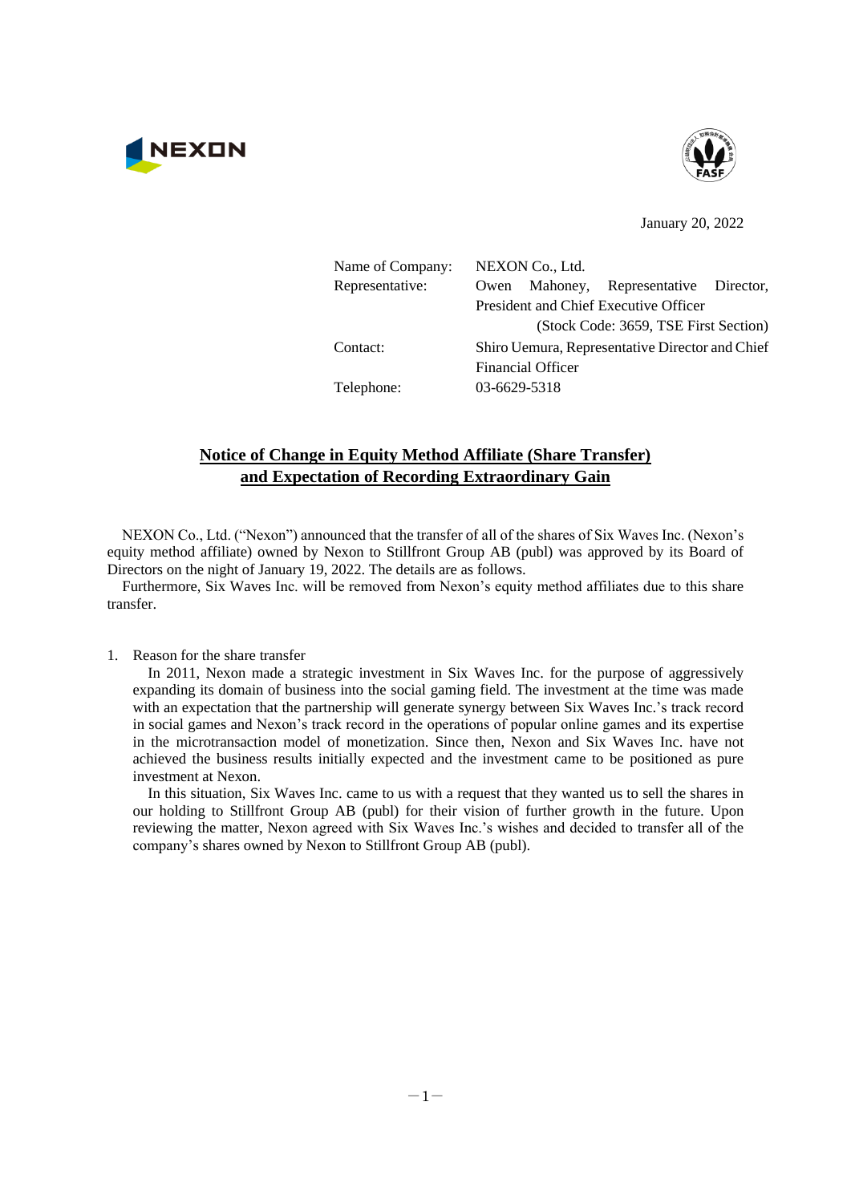NEXON

January 20, 2022

| | |
|---|---|
| Name of Company: | NEXON Co., Ltd. |
| Representative: | Owen Mahoney, Representative Director, President and Chief Executive Officer (Stock Code: 3659, TSE First Section) |
| Contact: | Shiro Uemura, Representative Director and Chief Financial Officer |
| Telephone: | 03-6629-5318 |

# Notice of Change in Equity Method Affiliate (Share Transfer) and Expectation of Recording Extraordinary Gain

NEXON Co., Ltd. ("Nexon") announced that the transfer of all of the shares of Six Waves Inc. (Nexon's equity method affiliate) owned by Nexon to Stillfront Group AB (publ) was approved by its Board of Directors on the night of January 19, 2022. The details are as follows.

Furthermore, Six Waves Inc. will be removed from Nexon's equity method affiliates due to this share transfer.

1. Reason for the share transfer

   In 2011, Nexon made a strategic investment in Six Waves Inc. for the purpose of aggressively expanding its domain of business into the social gaming field. The investment at the time was made with an expectation that the partnership will generate synergy between Six Waves Inc.'s track record in social games and Nexon's track record in the operations of popular online games and its expertise in the microtransaction model of monetization. Since then, Nexon and Six Waves Inc. have not achieved the business results initially expected and the investment came to be positioned as pure investment at Nexon.

   In this situation, Six Waves Inc. came to us with a request that they wanted us to sell the shares in our holding to Stillfront Group AB (publ) for their vision of further growth in the future. Upon reviewing the matter, Nexon agreed with Six Waves Inc.'s wishes and decided to transfer all of the company's shares owned by Nexon to Stillfront Group AB (publ).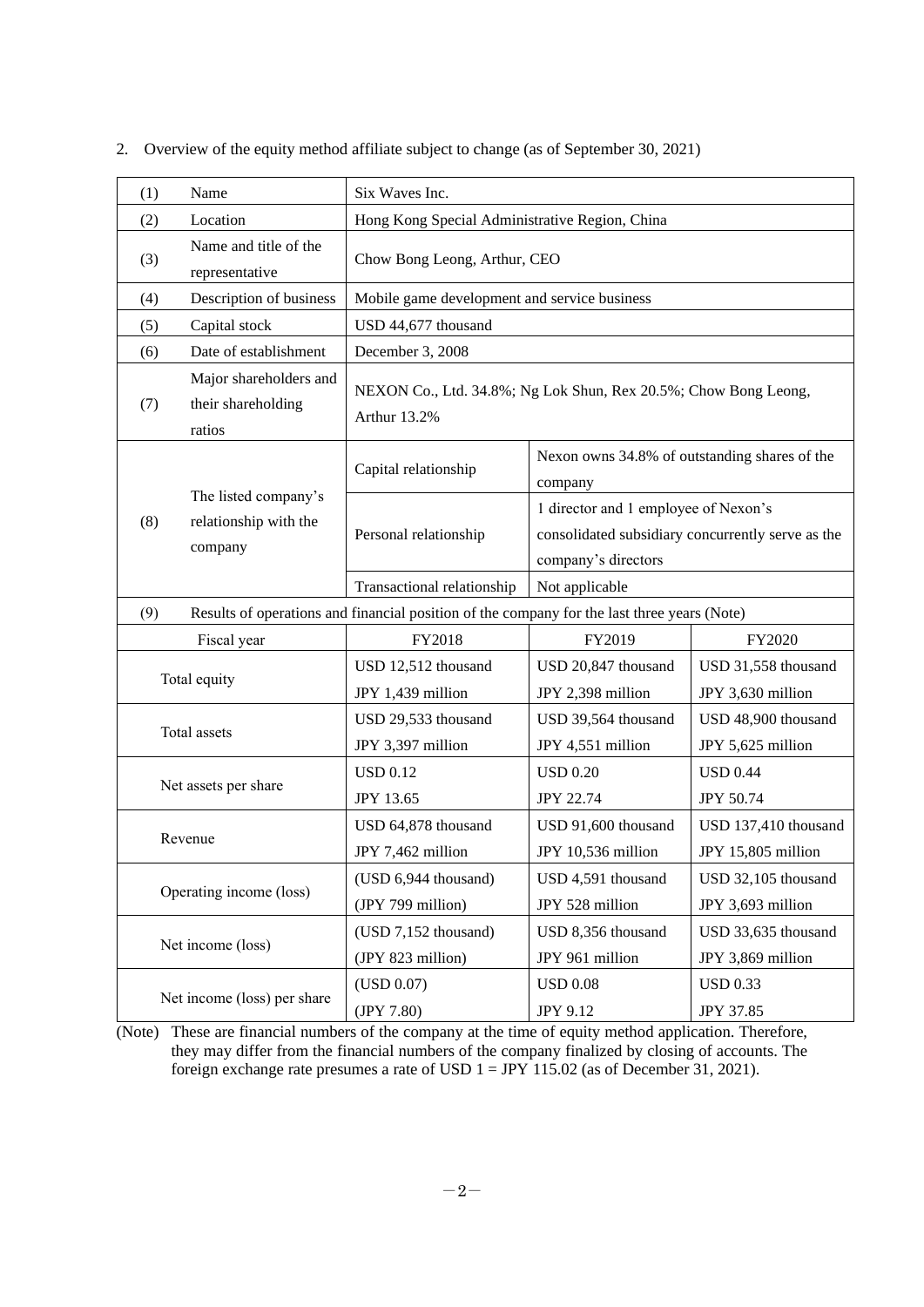2. Overview of the equity method affiliate subject to change (as of September 30, 2021)

| | | | | |
|---|---|---|---|---|
| (1) | Name | Six Waves Inc. | | |
| (2) | Location | Hong Kong Special Administrative Region, China | | |
| (3) | Name and title of the representative | Chow Bong Leong, Arthur, CEO | | |
| (4) | Description of business | Mobile game development and service business | | |
| (5) | Capital stock | USD 44,677 thousand | | |
| (6) | Date of establishment | December 3, 2008 | | |
| (7) | Major shareholders and their shareholding ratios | NEXON Co., Ltd. 34.8%; Ng Lok Shun, Rex 20.5%; Chow Bong Leong, Arthur 13.2% | | |
| (8) | The listed company's relationship with the company | Capital relationship | Nexon owns 34.8% of outstanding shares of the company | |
| | | Personal relationship | 1 director and 1 employee of Nexon's consolidated subsidiary concurrently serve as the company's directors | |
| | | Transactional relationship | Not applicable | |
| (9) | Results of operations and financial position of the company for the last three years (Note) | | | |
| Fiscal year | | FY2018 | FY2019 | FY2020 |
| Total equity | | USD 12,512 thousand<br>JPY 1,439 million | USD 20,847 thousand<br>JPY 2,398 million | USD 31,558 thousand<br>JPY 3,630 million |
| Total assets | | USD 29,533 thousand<br>JPY 3,397 million | USD 39,564 thousand<br>JPY 4,551 million | USD 48,900 thousand<br>JPY 5,625 million |
| Net assets per share | | USD 0.12<br>JPY 13.65 | USD 0.20<br>JPY 22.74 | USD 0.44<br>JPY 50.74 |
| Revenue | | USD 64,878 thousand<br>JPY 7,462 million | USD 91,600 thousand<br>JPY 10,536 million | USD 137,410 thousand<br>JPY 15,805 million |
| Operating income (loss) | | (USD 6,944 thousand)<br>(JPY 799 million) | USD 4,591 thousand<br>JPY 528 million | USD 32,105 thousand<br>JPY 3,693 million |
| Net income (loss) | | (USD 7,152 thousand)<br>(JPY 823 million) | USD 8,356 thousand<br>JPY 961 million | USD 33,635 thousand<br>JPY 3,869 million |
| Net income (loss) per share | | (USD 0.07)<br>(JPY 7.80) | USD 0.08<br>JPY 9.12 | USD 0.33<br>JPY 37.85 |

(Note) These are financial numbers of the company at the time of equity method application. Therefore, they may differ from the financial numbers of the company finalized by closing of accounts. The foreign exchange rate presumes a rate of USD 1 = JPY 115.02 (as of December 31, 2021).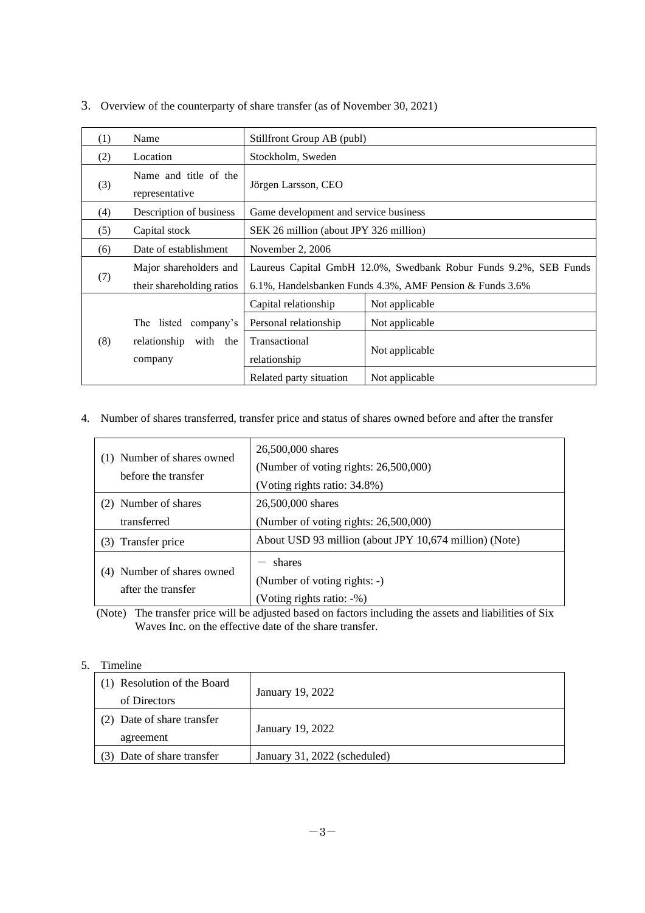3. Overview of the counterparty of share transfer (as of November 30, 2021)

| | | | |
|---|---|---|---|
| (1) | Name | Stillfront Group AB (publ) | |
| (2) | Location | Stockholm, Sweden | |
| (3) | Name and title of the representative | Jörgen Larsson, CEO | |
| (4) | Description of business | Game development and service business | |
| (5) | Capital stock | SEK 26 million (about JPY 326 million) | |
| (6) | Date of establishment | November 2, 2006 | |
| (7) | Major shareholders and their shareholding ratios | Laureus Capital GmbH 12.0%, Swedbank Robur Funds 9.2%, SEB Funds 6.1%, Handelsbanken Funds 4.3%, AMF Pension & Funds 3.6% | |
| (8) | The listed company's relationship with the company | Capital relationship | Not applicable |
| | | Personal relationship | Not applicable |
| | | Transactional relationship | Not applicable |
| | | Related party situation | Not applicable |

4. Number of shares transferred, transfer price and status of shares owned before and after the transfer

| | |
|---|---|
| (1) Number of shares owned before the transfer | 26,500,000 shares<br>(Number of voting rights: 26,500,000)<br>(Voting rights ratio: 34.8%) |
| (2) Number of shares transferred | 26,500,000 shares<br>(Number of voting rights: 26,500,000) |
| (3) Transfer price | About USD 93 million (about JPY 10,674 million) (Note) |
| (4) Number of shares owned after the transfer | － shares<br>(Number of voting rights: -)<br>(Voting rights ratio: -%) |

(Note) The transfer price will be adjusted based on factors including the assets and liabilities of Six Waves Inc. on the effective date of the share transfer.

5. Timeline

| | |
|---|---|
| (1) Resolution of the Board of Directors | January 19, 2022 |
| (2) Date of share transfer agreement | January 19, 2022 |
| (3) Date of share transfer | January 31, 2022 (scheduled) |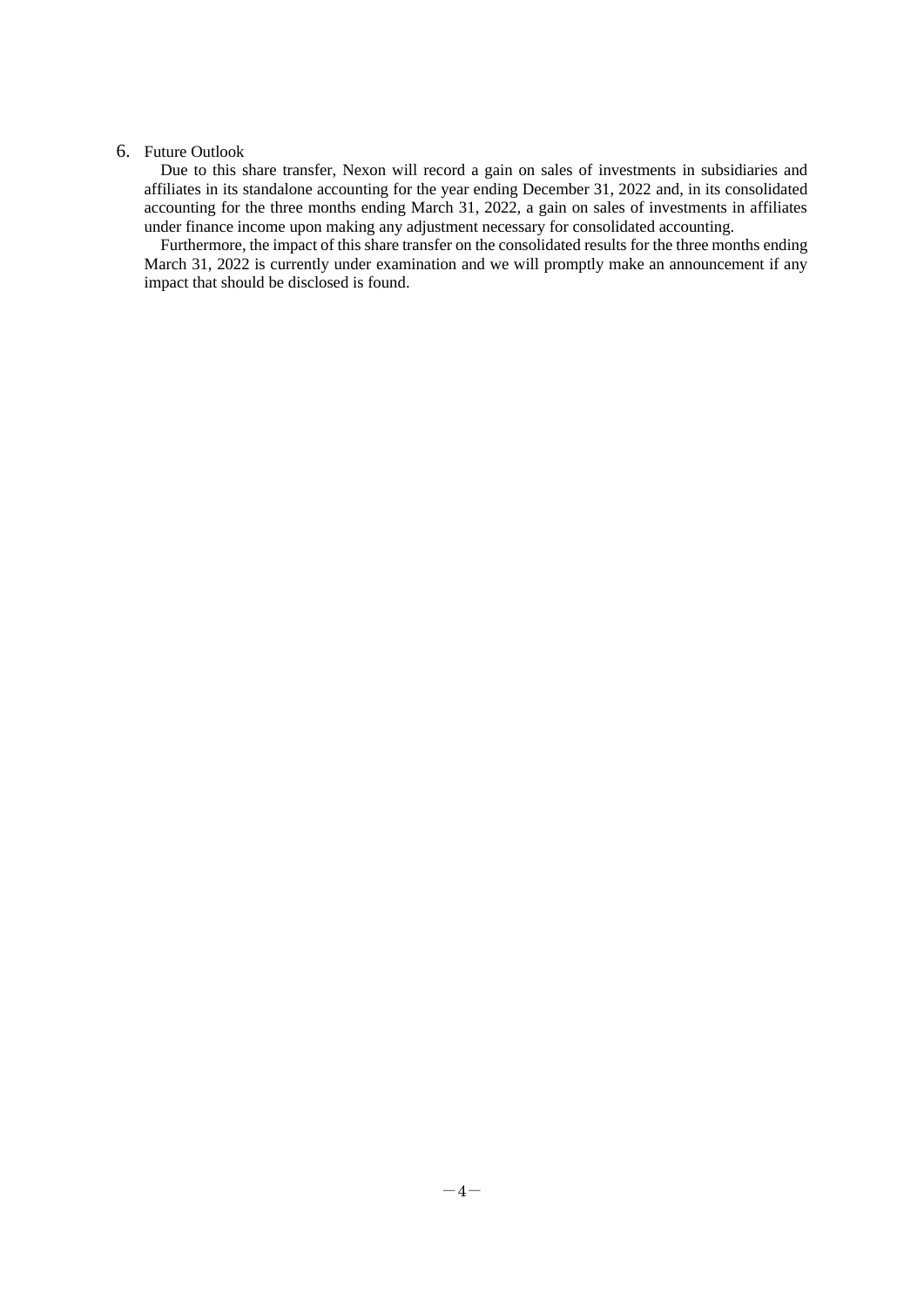6. Future Outlook

Due to this share transfer, Nexon will record a gain on sales of investments in subsidiaries and affiliates in its standalone accounting for the year ending December 31, 2022 and, in its consolidated accounting for the three months ending March 31, 2022, a gain on sales of investments in affiliates under finance income upon making any adjustment necessary for consolidated accounting.

Furthermore, the impact of this share transfer on the consolidated results for the three months ending March 31, 2022 is currently under examination and we will promptly make an announcement if any impact that should be disclosed is found.